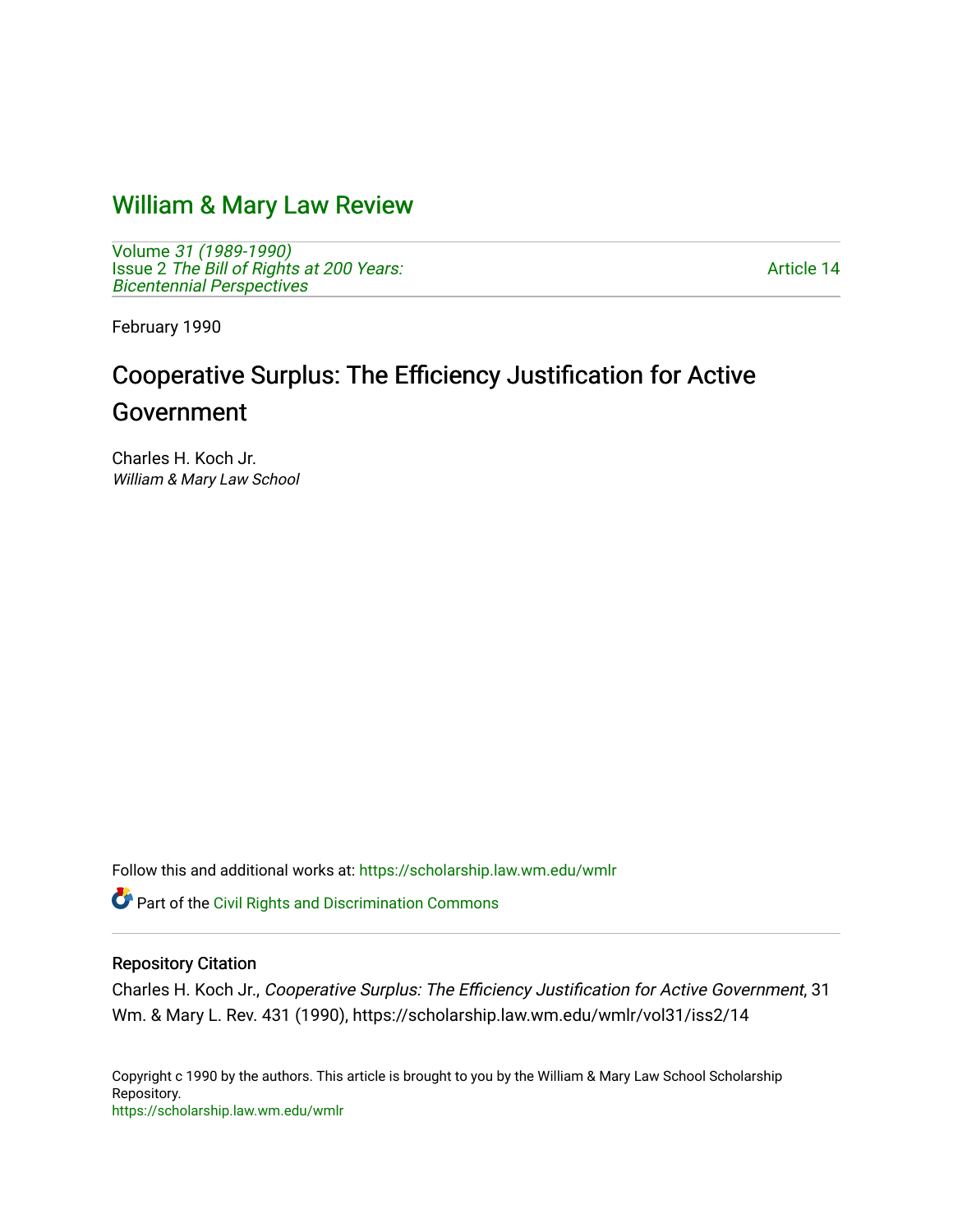# William & Mary Law Review

Volume *31 (1989-1990)*
Issue 2 *The Bill of Rights at 200 Years: Bicentennial Perspectives*

Article 14

February 1990

## Cooperative Surplus: The Efficiency Justification for Active Government

Charles H. Koch Jr.
*William & Mary Law School*

Follow this and additional works at: https://scholarship.law.wm.edu/wmlr

Part of the Civil Rights and Discrimination Commons

### Repository Citation

Charles H. Koch Jr., *Cooperative Surplus: The Efficiency Justification for Active Government*, 31 Wm. & Mary L. Rev. 431 (1990), https://scholarship.law.wm.edu/wmlr/vol31/iss2/14

Copyright c 1990 by the authors. This article is brought to you by the William & Mary Law School Scholarship Repository.
https://scholarship.law.wm.edu/wmlr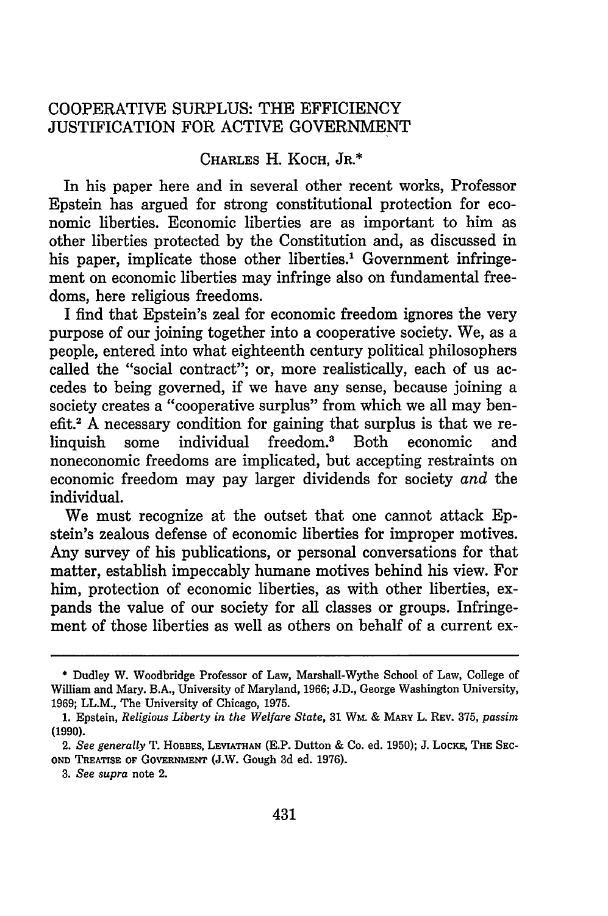# COOPERATIVE SURPLUS: THE EFFICIENCY JUSTIFICATION FOR ACTIVE GOVERNMENT

CHARLES H. KOCH, JR.*

In his paper here and in several other recent works, Professor Epstein has argued for strong constitutional protection for economic liberties. Economic liberties are as important to him as other liberties protected by the Constitution and, as discussed in his paper, implicate those other liberties.[1] Government infringement on economic liberties may infringe also on fundamental freedoms, here religious freedoms.

I find that Epstein's zeal for economic freedom ignores the very purpose of our joining together into a cooperative society. We, as a people, entered into what eighteenth century political philosophers called the "social contract"; or, more realistically, each of us accedes to being governed, if we have any sense, because joining a society creates a "cooperative surplus" from which we all may benefit.[2] A necessary condition for gaining that surplus is that we relinquish some individual freedom.[3] Both economic and noneconomic freedoms are implicated, but accepting restraints on economic freedom may pay larger dividends for society *and* the individual.

We must recognize at the outset that one cannot attack Epstein's zealous defense of economic liberties for improper motives. Any survey of his publications, or personal conversations for that matter, establish impeccably humane motives behind his view. For him, protection of economic liberties, as with other liberties, expands the value of our society for all classes or groups. Infringement of those liberties as well as others on behalf of a current ex-

---

\* Dudley W. Woodbridge Professor of Law, Marshall-Wythe School of Law, College of William and Mary. B.A., University of Maryland, 1966; J.D., George Washington University, 1969; LL.M., The University of Chicago, 1975.

1. Epstein, *Religious Liberty in the Welfare State*, 31 WM. & MARY L. REV. 375, *passim* (1990).

2. *See generally* T. HOBBES, LEVIATHAN (E.P. Dutton & Co. ed. 1950); J. LOCKE, THE SECOND TREATISE OF GOVERNMENT (J.W. Gough 3d ed. 1976).

3. *See supra* note 2.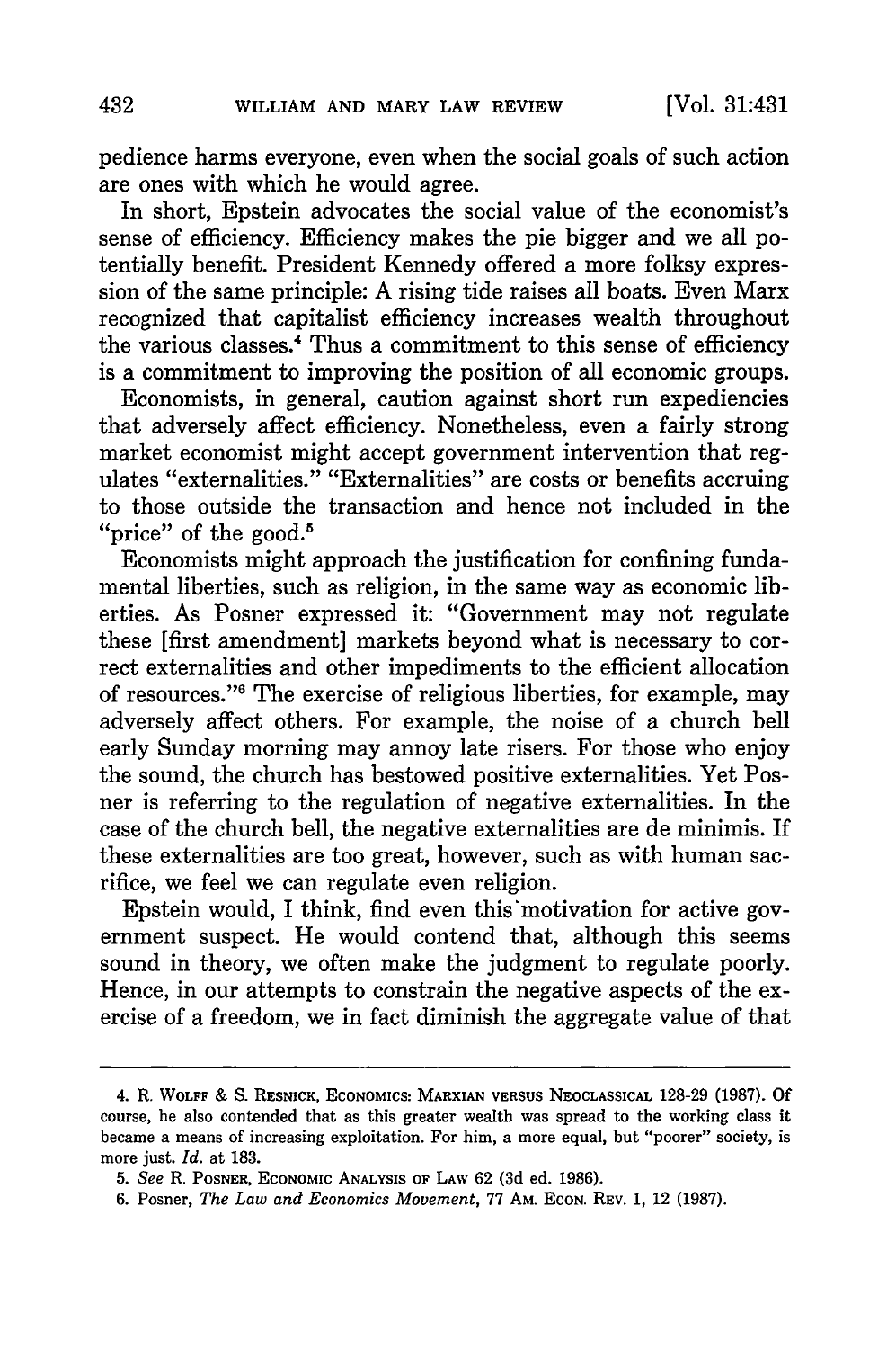pedience harms everyone, even when the social goals of such action are ones with which he would agree.

In short, Epstein advocates the social value of the economist's sense of efficiency. Efficiency makes the pie bigger and we all potentially benefit. President Kennedy offered a more folksy expression of the same principle: A rising tide raises all boats. Even Marx recognized that capitalist efficiency increases wealth throughout the various classes.[4] Thus a commitment to this sense of efficiency is a commitment to improving the position of all economic groups.

Economists, in general, caution against short run expediencies that adversely affect efficiency. Nonetheless, even a fairly strong market economist might accept government intervention that regulates "externalities." "Externalities" are costs or benefits accruing to those outside the transaction and hence not included in the "price" of the good.[5]

Economists might approach the justification for confining fundamental liberties, such as religion, in the same way as economic liberties. As Posner expressed it: "Government may not regulate these [first amendment] markets beyond what is necessary to correct externalities and other impediments to the efficient allocation of resources."[6] The exercise of religious liberties, for example, may adversely affect others. For example, the noise of a church bell early Sunday morning may annoy late risers. For those who enjoy the sound, the church has bestowed positive externalities. Yet Posner is referring to the regulation of negative externalities. In the case of the church bell, the negative externalities are de minimis. If these externalities are too great, however, such as with human sacrifice, we feel we can regulate even religion.

Epstein would, I think, find even this motivation for active government suspect. He would contend that, although this seems sound in theory, we often make the judgment to regulate poorly. Hence, in our attempts to constrain the negative aspects of the exercise of a freedom, we in fact diminish the aggregate value of that

---

4. R. WOLFF & S. RESNICK, ECONOMICS: MARXIAN VERSUS NEOCLASSICAL 128-29 (1987). Of course, he also contended that as this greater wealth was spread to the working class it became a means of increasing exploitation. For him, a more equal, but "poorer" society, is more just. *Id.* at 183.

5. *See* R. POSNER, ECONOMIC ANALYSIS OF LAW 62 (3d ed. 1986).

6. Posner, *The Law and Economics Movement*, 77 AM. ECON. REV. 1, 12 (1987).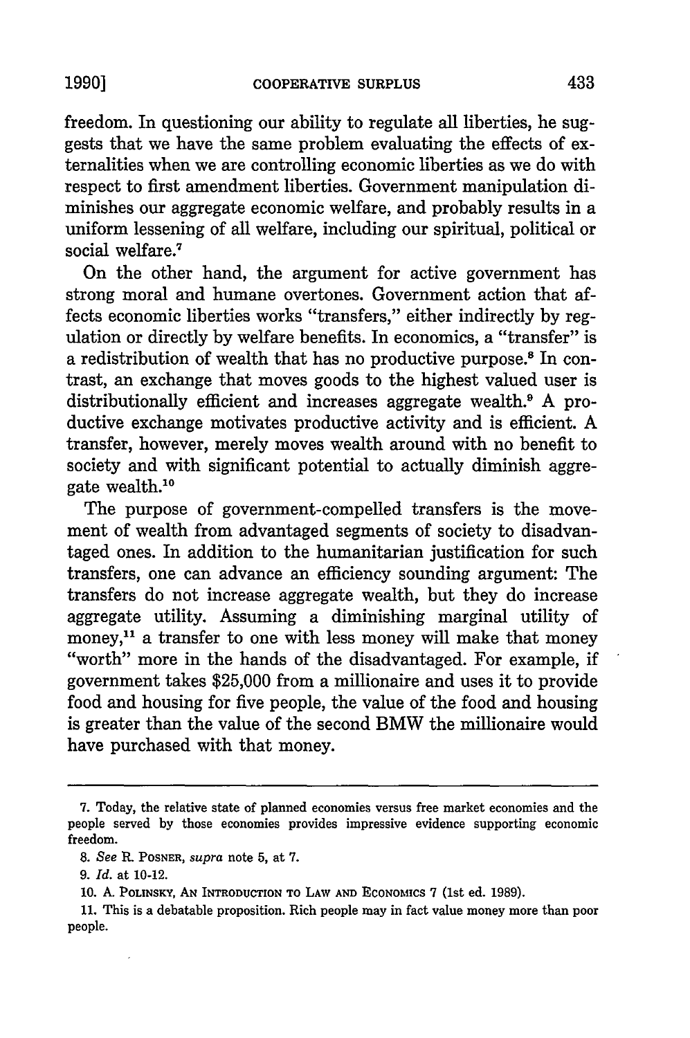freedom. In questioning our ability to regulate all liberties, he suggests that we have the same problem evaluating the effects of externalities when we are controlling economic liberties as we do with respect to first amendment liberties. Government manipulation diminishes our aggregate economic welfare, and probably results in a uniform lessening of all welfare, including our spiritual, political or social welfare.[7]

On the other hand, the argument for active government has strong moral and humane overtones. Government action that affects economic liberties works "transfers," either indirectly by regulation or directly by welfare benefits. In economics, a "transfer" is a redistribution of wealth that has no productive purpose.[8] In contrast, an exchange that moves goods to the highest valued user is distributionally efficient and increases aggregate wealth.[9] A productive exchange motivates productive activity and is efficient. A transfer, however, merely moves wealth around with no benefit to society and with significant potential to actually diminish aggregate wealth.[10]

The purpose of government-compelled transfers is the movement of wealth from advantaged segments of society to disadvantaged ones. In addition to the humanitarian justification for such transfers, one can advance an efficiency sounding argument: The transfers do not increase aggregate wealth, but they do increase aggregate utility. Assuming a diminishing marginal utility of money,[11] a transfer to one with less money will make that money "worth" more in the hands of the disadvantaged. For example, if government takes $25,000 from a millionaire and uses it to provide food and housing for five people, the value of the food and housing is greater than the value of the second BMW the millionaire would have purchased with that money.

---

7. Today, the relative state of planned economies versus free market economies and the people served by those economies provides impressive evidence supporting economic freedom.

8. *See* R. POSNER, *supra* note 5, at 7.

9. *Id.* at 10-12.

10. A. POLINSKY, AN INTRODUCTION TO LAW AND ECONOMICS 7 (1st ed. 1989).

11. This is a debatable proposition. Rich people may in fact value money more than poor people.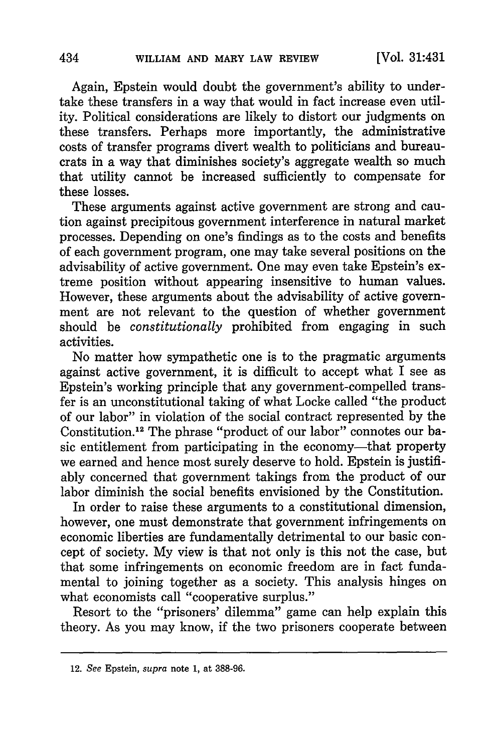Again, Epstein would doubt the government's ability to undertake these transfers in a way that would in fact increase even utility. Political considerations are likely to distort our judgments on these transfers. Perhaps more importantly, the administrative costs of transfer programs divert wealth to politicians and bureaucrats in a way that diminishes society's aggregate wealth so much that utility cannot be increased sufficiently to compensate for these losses.

These arguments against active government are strong and caution against precipitous government interference in natural market processes. Depending on one's findings as to the costs and benefits of each government program, one may take several positions on the advisability of active government. One may even take Epstein's extreme position without appearing insensitive to human values. However, these arguments about the advisability of active government are not relevant to the question of whether government should be *constitutionally* prohibited from engaging in such activities.

No matter how sympathetic one is to the pragmatic arguments against active government, it is difficult to accept what I see as Epstein's working principle that any government-compelled transfer is an unconstitutional taking of what Locke called "the product of our labor" in violation of the social contract represented by the Constitution.[12] The phrase "product of our labor" connotes our basic entitlement from participating in the economy—that property we earned and hence most surely deserve to hold. Epstein is justifiably concerned that government takings from the product of our labor diminish the social benefits envisioned by the Constitution.

In order to raise these arguments to a constitutional dimension, however, one must demonstrate that government infringements on economic liberties are fundamentally detrimental to our basic concept of society. My view is that not only is this not the case, but that some infringements on economic freedom are in fact fundamental to joining together as a society. This analysis hinges on what economists call "cooperative surplus."

Resort to the "prisoners' dilemma" game can help explain this theory. As you may know, if the two prisoners cooperate between

---

12. *See* Epstein, *supra* note 1, at 388-96.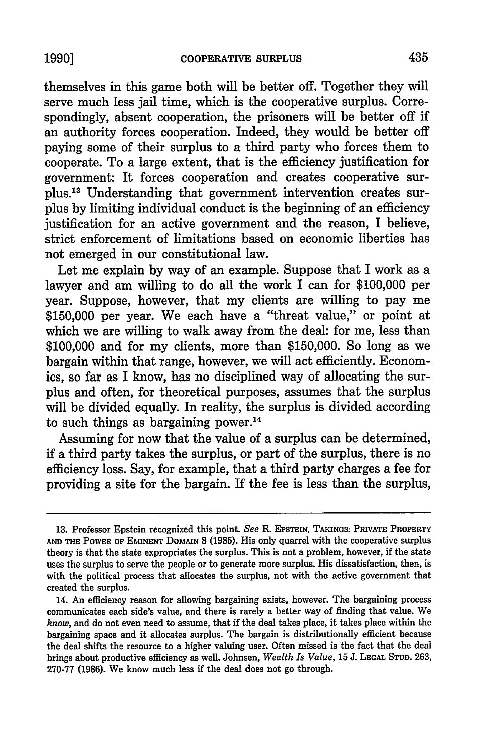themselves in this game both will be better off. Together they will serve much less jail time, which is the cooperative surplus. Correspondingly, absent cooperation, the prisoners will be better off if an authority forces cooperation. Indeed, they would be better off paying some of their surplus to a third party who forces them to cooperate. To a large extent, that is the efficiency justification for government: It forces cooperation and creates cooperative surplus.[13] Understanding that government intervention creates surplus by limiting individual conduct is the beginning of an efficiency justification for an active government and the reason, I believe, strict enforcement of limitations based on economic liberties has not emerged in our constitutional law.

Let me explain by way of an example. Suppose that I work as a lawyer and am willing to do all the work I can for $100,000 per year. Suppose, however, that my clients are willing to pay me $150,000 per year. We each have a "threat value," or point at which we are willing to walk away from the deal: for me, less than $100,000 and for my clients, more than $150,000. So long as we bargain within that range, however, we will act efficiently. Economics, so far as I know, has no disciplined way of allocating the surplus and often, for theoretical purposes, assumes that the surplus will be divided equally. In reality, the surplus is divided according to such things as bargaining power.[14]

Assuming for now that the value of a surplus can be determined, if a third party takes the surplus, or part of the surplus, there is no efficiency loss. Say, for example, that a third party charges a fee for providing a site for the bargain. If the fee is less than the surplus,

---

13. Professor Epstein recognized this point. *See* R. EPSTEIN, TAKINGS: PRIVATE PROPERTY AND THE POWER OF EMINENT DOMAIN 8 (1985). His only quarrel with the cooperative surplus theory is that the state expropriates the surplus. This is not a problem, however, if the state uses the surplus to serve the people or to generate more surplus. His dissatisfaction, then, is with the political process that allocates the surplus, not with the active government that created the surplus.

14. An efficiency reason for allowing bargaining exists, however. The bargaining process communicates each side's value, and there is rarely a better way of finding that value. We *know*, and do not even need to assume, that if the deal takes place, it takes place within the bargaining space and it allocates surplus. The bargain is distributionally efficient because the deal shifts the resource to a higher valuing user. Often missed is the fact that the deal brings about productive efficiency as well. Johnsen, *Wealth Is Value*, 15 J. LEGAL STUD. 263, 270-77 (1986). We know much less if the deal does not go through.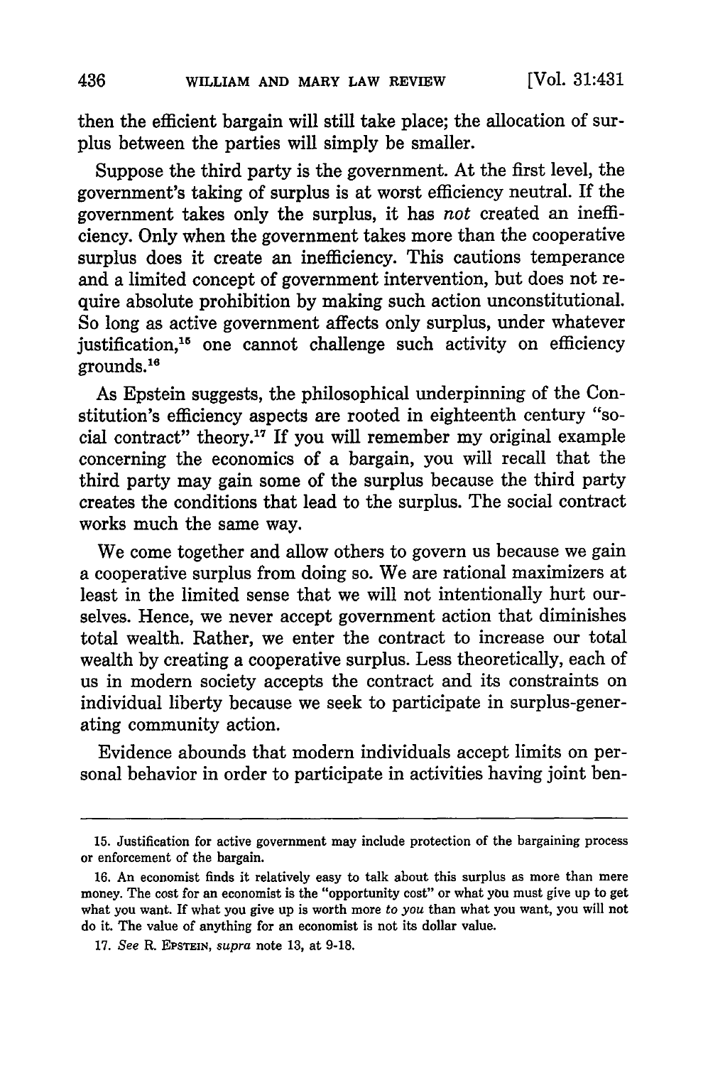then the efficient bargain will still take place; the allocation of surplus between the parties will simply be smaller.

Suppose the third party is the government. At the first level, the government's taking of surplus is at worst efficiency neutral. If the government takes only the surplus, it has *not* created an inefficiency. Only when the government takes more than the cooperative surplus does it create an inefficiency. This cautions temperance and a limited concept of government intervention, but does not require absolute prohibition by making such action unconstitutional. So long as active government affects only surplus, under whatever justification,[15] one cannot challenge such activity on efficiency grounds.[16]

As Epstein suggests, the philosophical underpinning of the Constitution's efficiency aspects are rooted in eighteenth century "social contract" theory.[17] If you will remember my original example concerning the economics of a bargain, you will recall that the third party may gain some of the surplus because the third party creates the conditions that lead to the surplus. The social contract works much the same way.

We come together and allow others to govern us because we gain a cooperative surplus from doing so. We are rational maximizers at least in the limited sense that we will not intentionally hurt ourselves. Hence, we never accept government action that diminishes total wealth. Rather, we enter the contract to increase our total wealth by creating a cooperative surplus. Less theoretically, each of us in modern society accepts the contract and its constraints on individual liberty because we seek to participate in surplus-generating community action.

Evidence abounds that modern individuals accept limits on personal behavior in order to participate in activities having joint ben-

---

15. Justification for active government may include protection of the bargaining process or enforcement of the bargain.

16. An economist finds it relatively easy to talk about this surplus as more than mere money. The cost for an economist is the "opportunity cost" or what you must give up to get what you want. If what you give up is worth more *to you* than what you want, you will not do it. The value of anything for an economist is not its dollar value.

17. *See* R. EPSTEIN, *supra* note 13, at 9-18.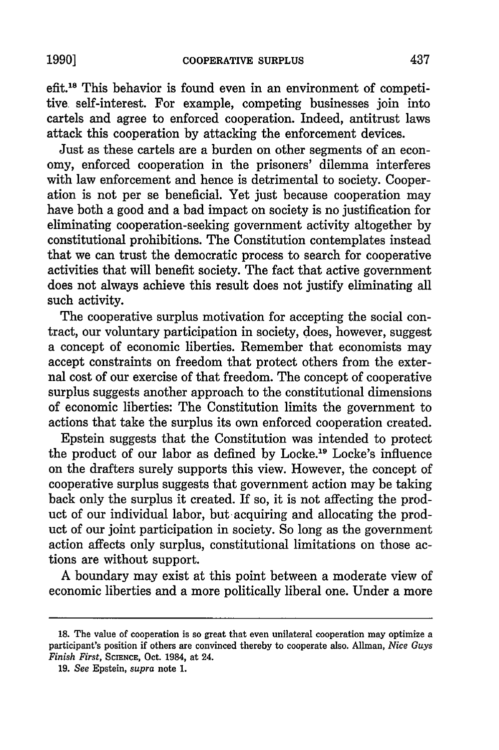efit.[18] This behavior is found even in an environment of competitive self-interest. For example, competing businesses join into cartels and agree to enforced cooperation. Indeed, antitrust laws attack this cooperation by attacking the enforcement devices.

Just as these cartels are a burden on other segments of an economy, enforced cooperation in the prisoners' dilemma interferes with law enforcement and hence is detrimental to society. Cooperation is not per se beneficial. Yet just because cooperation may have both a good and a bad impact on society is no justification for eliminating cooperation-seeking government activity altogether by constitutional prohibitions. The Constitution contemplates instead that we can trust the democratic process to search for cooperative activities that will benefit society. The fact that active government does not always achieve this result does not justify eliminating all such activity.

The cooperative surplus motivation for accepting the social contract, our voluntary participation in society, does, however, suggest a concept of economic liberties. Remember that economists may accept constraints on freedom that protect others from the external cost of our exercise of that freedom. The concept of cooperative surplus suggests another approach to the constitutional dimensions of economic liberties: The Constitution limits the government to actions that take the surplus its own enforced cooperation created.

Epstein suggests that the Constitution was intended to protect the product of our labor as defined by Locke.[19] Locke's influence on the drafters surely supports this view. However, the concept of cooperative surplus suggests that government action may be taking back only the surplus it created. If so, it is not affecting the product of our individual labor, but acquiring and allocating the product of our joint participation in society. So long as the government action affects only surplus, constitutional limitations on those actions are without support.

A boundary may exist at this point between a moderate view of economic liberties and a more politically liberal one. Under a more

---

18. The value of cooperation is so great that even unilateral cooperation may optimize a participant's position if others are convinced thereby to cooperate also. Allman, *Nice Guys Finish First*, SCIENCE, Oct. 1984, at 24.

19. *See* Epstein, *supra* note 1.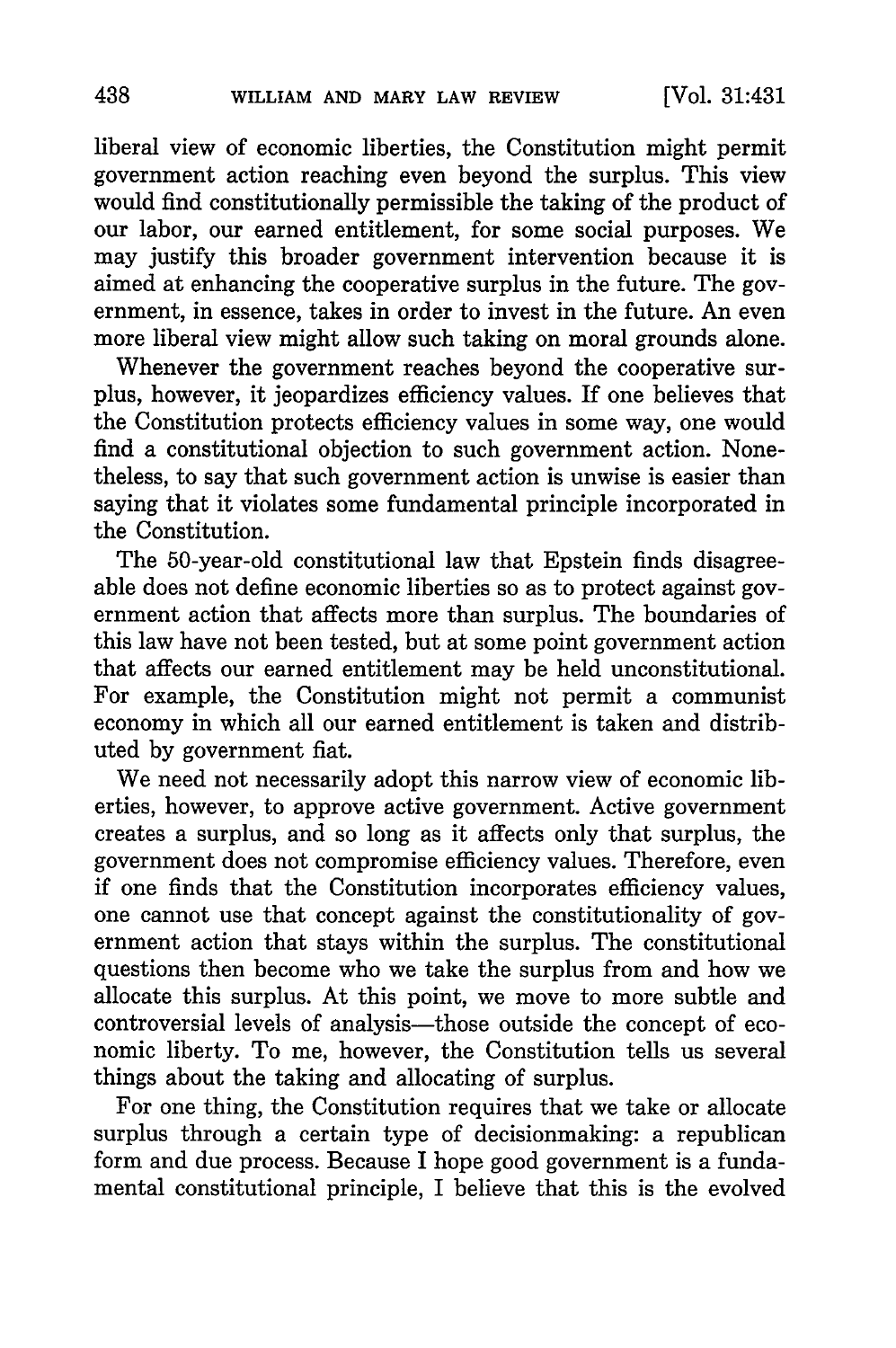liberal view of economic liberties, the Constitution might permit government action reaching even beyond the surplus. This view would find constitutionally permissible the taking of the product of our labor, our earned entitlement, for some social purposes. We may justify this broader government intervention because it is aimed at enhancing the cooperative surplus in the future. The government, in essence, takes in order to invest in the future. An even more liberal view might allow such taking on moral grounds alone.

Whenever the government reaches beyond the cooperative surplus, however, it jeopardizes efficiency values. If one believes that the Constitution protects efficiency values in some way, one would find a constitutional objection to such government action. Nonetheless, to say that such government action is unwise is easier than saying that it violates some fundamental principle incorporated in the Constitution.

The 50-year-old constitutional law that Epstein finds disagreeable does not define economic liberties so as to protect against government action that affects more than surplus. The boundaries of this law have not been tested, but at some point government action that affects our earned entitlement may be held unconstitutional. For example, the Constitution might not permit a communist economy in which all our earned entitlement is taken and distributed by government fiat.

We need not necessarily adopt this narrow view of economic liberties, however, to approve active government. Active government creates a surplus, and so long as it affects only that surplus, the government does not compromise efficiency values. Therefore, even if one finds that the Constitution incorporates efficiency values, one cannot use that concept against the constitutionality of government action that stays within the surplus. The constitutional questions then become who we take the surplus from and how we allocate this surplus. At this point, we move to more subtle and controversial levels of analysis—those outside the concept of economic liberty. To me, however, the Constitution tells us several things about the taking and allocating of surplus.

For one thing, the Constitution requires that we take or allocate surplus through a certain type of decisionmaking: a republican form and due process. Because I hope good government is a fundamental constitutional principle, I believe that this is the evolved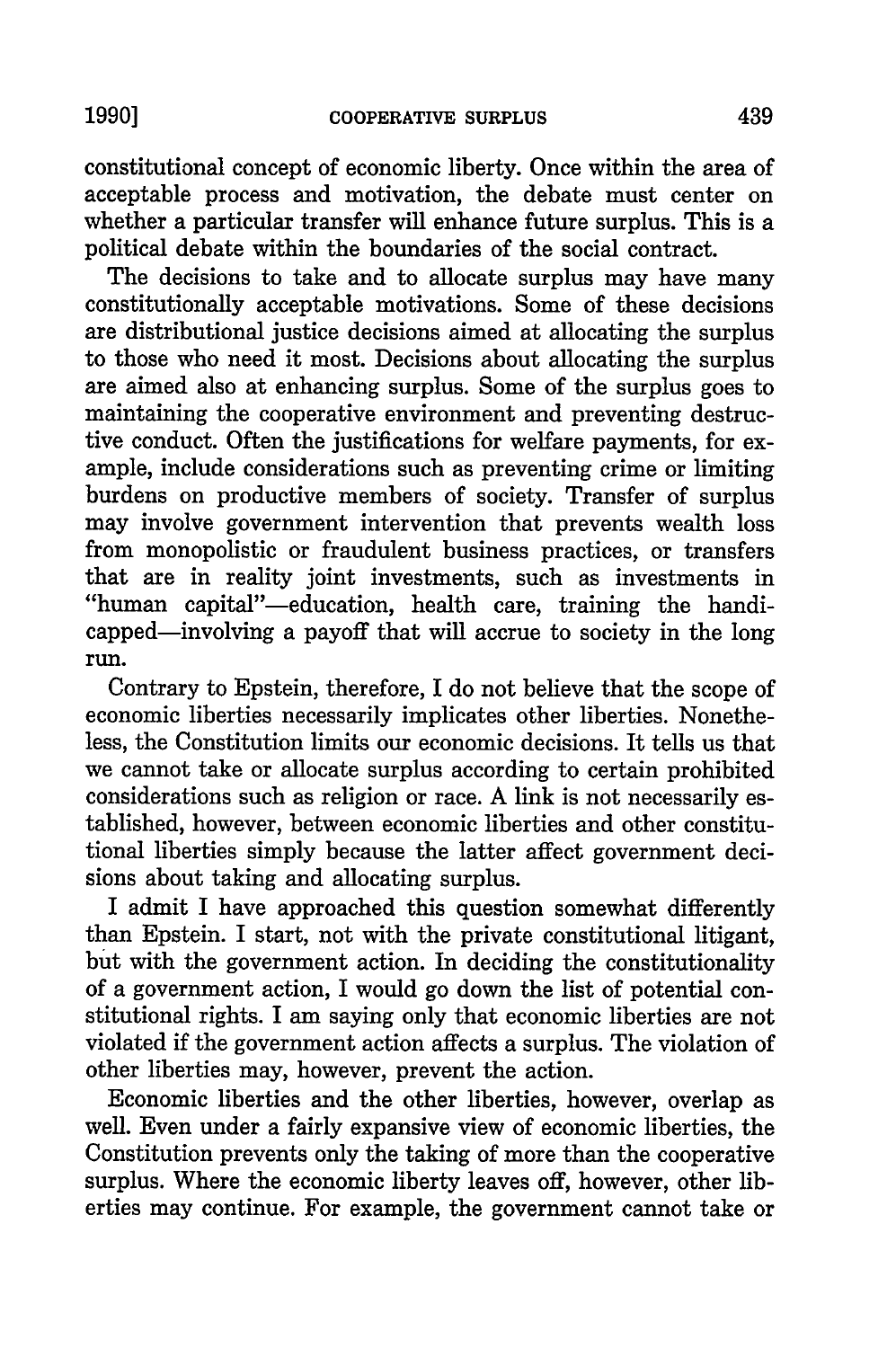constitutional concept of economic liberty. Once within the area of acceptable process and motivation, the debate must center on whether a particular transfer will enhance future surplus. This is a political debate within the boundaries of the social contract.

The decisions to take and to allocate surplus may have many constitutionally acceptable motivations. Some of these decisions are distributional justice decisions aimed at allocating the surplus to those who need it most. Decisions about allocating the surplus are aimed also at enhancing surplus. Some of the surplus goes to maintaining the cooperative environment and preventing destructive conduct. Often the justifications for welfare payments, for example, include considerations such as preventing crime or limiting burdens on productive members of society. Transfer of surplus may involve government intervention that prevents wealth loss from monopolistic or fraudulent business practices, or transfers that are in reality joint investments, such as investments in "human capital"—education, health care, training the handicapped—involving a payoff that will accrue to society in the long run.

Contrary to Epstein, therefore, I do not believe that the scope of economic liberties necessarily implicates other liberties. Nonetheless, the Constitution limits our economic decisions. It tells us that we cannot take or allocate surplus according to certain prohibited considerations such as religion or race. A link is not necessarily established, however, between economic liberties and other constitutional liberties simply because the latter affect government decisions about taking and allocating surplus.

I admit I have approached this question somewhat differently than Epstein. I start, not with the private constitutional litigant, but with the government action. In deciding the constitutionality of a government action, I would go down the list of potential constitutional rights. I am saying only that economic liberties are not violated if the government action affects a surplus. The violation of other liberties may, however, prevent the action.

Economic liberties and the other liberties, however, overlap as well. Even under a fairly expansive view of economic liberties, the Constitution prevents only the taking of more than the cooperative surplus. Where the economic liberty leaves off, however, other liberties may continue. For example, the government cannot take or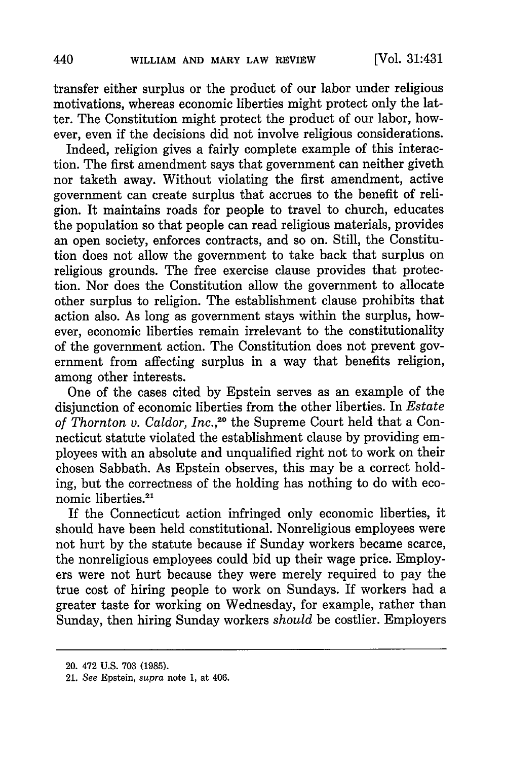transfer either surplus or the product of our labor under religious motivations, whereas economic liberties might protect only the latter. The Constitution might protect the product of our labor, however, even if the decisions did not involve religious considerations.

Indeed, religion gives a fairly complete example of this interaction. The first amendment says that government can neither giveth nor taketh away. Without violating the first amendment, active government can create surplus that accrues to the benefit of religion. It maintains roads for people to travel to church, educates the population so that people can read religious materials, provides an open society, enforces contracts, and so on. Still, the Constitution does not allow the government to take back that surplus on religious grounds. The free exercise clause provides that protection. Nor does the Constitution allow the government to allocate other surplus to religion. The establishment clause prohibits that action also. As long as government stays within the surplus, however, economic liberties remain irrelevant to the constitutionality of the government action. The Constitution does not prevent government from affecting surplus in a way that benefits religion, among other interests.

One of the cases cited by Epstein serves as an example of the disjunction of economic liberties from the other liberties. In *Estate of Thornton v. Caldor, Inc.*,[20] the Supreme Court held that a Connecticut statute violated the establishment clause by providing employees with an absolute and unqualified right not to work on their chosen Sabbath. As Epstein observes, this may be a correct holding, but the correctness of the holding has nothing to do with economic liberties.[21]

If the Connecticut action infringed only economic liberties, it should have been held constitutional. Nonreligious employees were not hurt by the statute because if Sunday workers became scarce, the nonreligious employees could bid up their wage price. Employers were not hurt because they were merely required to pay the true cost of hiring people to work on Sundays. If workers had a greater taste for working on Wednesday, for example, rather than Sunday, then hiring Sunday workers *should* be costlier. Employers

---

20. 472 U.S. 703 (1985).

21. *See* Epstein, *supra* note 1, at 406.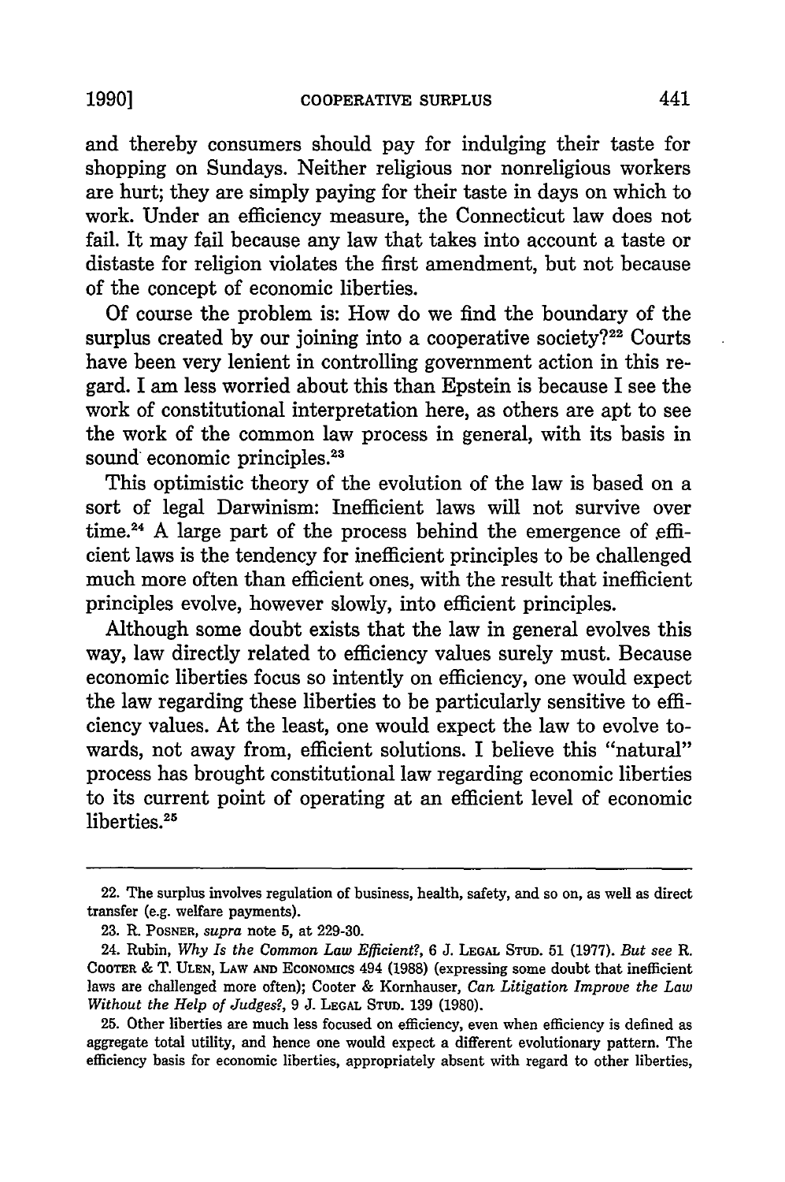and thereby consumers should pay for indulging their taste for shopping on Sundays. Neither religious nor nonreligious workers are hurt; they are simply paying for their taste in days on which to work. Under an efficiency measure, the Connecticut law does not fail. It may fail because any law that takes into account a taste or distaste for religion violates the first amendment, but not because of the concept of economic liberties.

Of course the problem is: How do we find the boundary of the surplus created by our joining into a cooperative society?[22] Courts have been very lenient in controlling government action in this regard. I am less worried about this than Epstein is because I see the work of constitutional interpretation here, as others are apt to see the work of the common law process in general, with its basis in sound economic principles.[23]

This optimistic theory of the evolution of the law is based on a sort of legal Darwinism: Inefficient laws will not survive over time.[24] A large part of the process behind the emergence of efficient laws is the tendency for inefficient principles to be challenged much more often than efficient ones, with the result that inefficient principles evolve, however slowly, into efficient principles.

Although some doubt exists that the law in general evolves this way, law directly related to efficiency values surely must. Because economic liberties focus so intently on efficiency, one would expect the law regarding these liberties to be particularly sensitive to efficiency values. At the least, one would expect the law to evolve towards, not away from, efficient solutions. I believe this "natural" process has brought constitutional law regarding economic liberties to its current point of operating at an efficient level of economic liberties.[25]

---

22. The surplus involves regulation of business, health, safety, and so on, as well as direct transfer (e.g. welfare payments).

23. R. Posner, *supra* note 5, at 229-30.

24. Rubin, *Why Is the Common Law Efficient?*, 6 J. Legal Stud. 51 (1977). *But see* R. Cooter & T. Ulen, Law and Economics 494 (1988) (expressing some doubt that inefficient laws are challenged more often); Cooter & Kornhauser, *Can Litigation Improve the Law Without the Help of Judges?*, 9 J. Legal Stud. 139 (1980).

25. Other liberties are much less focused on efficiency, even when efficiency is defined as aggregate total utility, and hence one would expect a different evolutionary pattern. The efficiency basis for economic liberties, appropriately absent with regard to other liberties,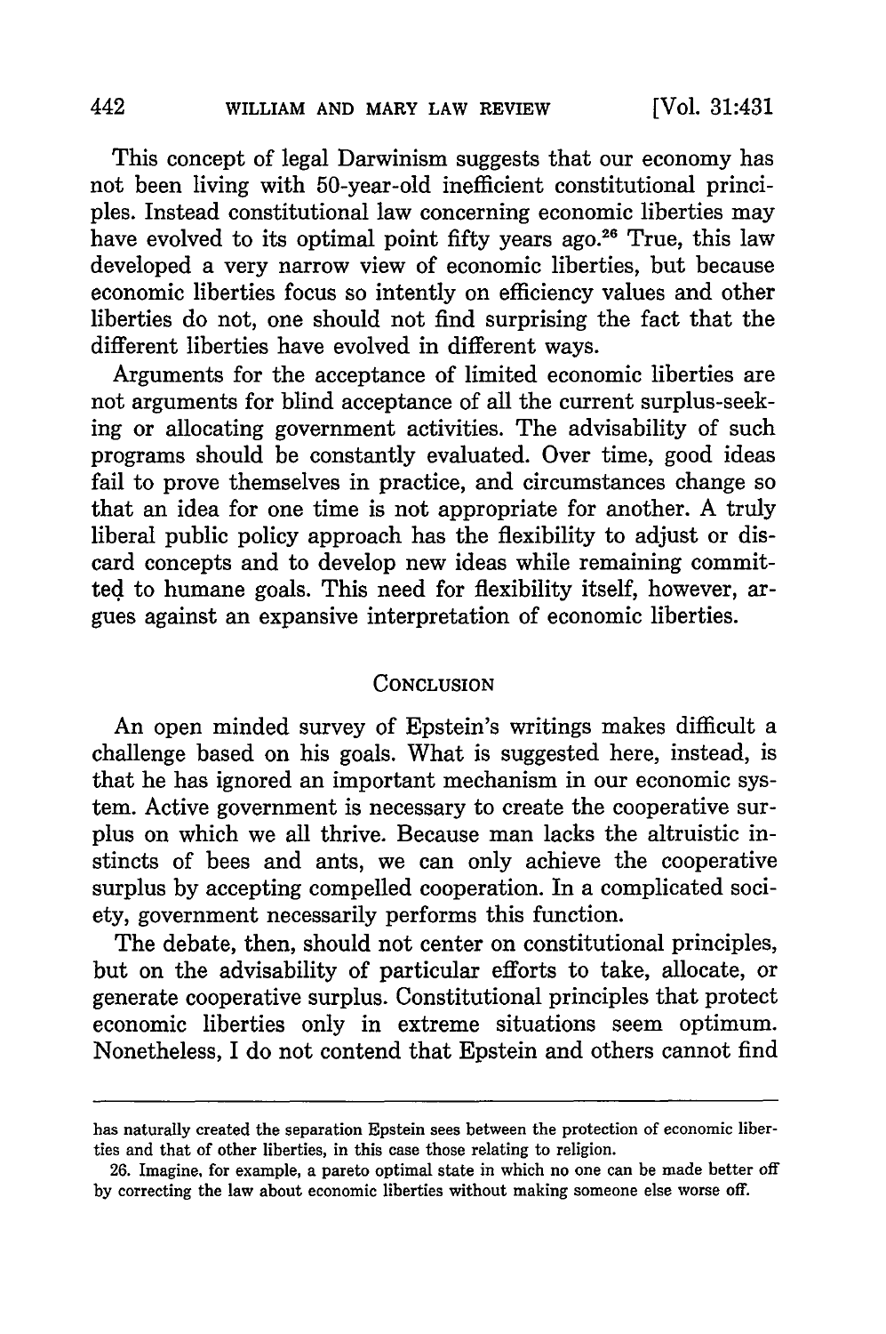This concept of legal Darwinism suggests that our economy has not been living with 50-year-old inefficient constitutional principles. Instead constitutional law concerning economic liberties may have evolved to its optimal point fifty years ago.[26] True, this law developed a very narrow view of economic liberties, but because economic liberties focus so intently on efficiency values and other liberties do not, one should not find surprising the fact that the different liberties have evolved in different ways.

Arguments for the acceptance of limited economic liberties are not arguments for blind acceptance of all the current surplus-seeking or allocating government activities. The advisability of such programs should be constantly evaluated. Over time, good ideas fail to prove themselves in practice, and circumstances change so that an idea for one time is not appropriate for another. A truly liberal public policy approach has the flexibility to adjust or discard concepts and to develop new ideas while remaining committed to humane goals. This need for flexibility itself, however, argues against an expansive interpretation of economic liberties.

## Conclusion

An open minded survey of Epstein's writings makes difficult a challenge based on his goals. What is suggested here, instead, is that he has ignored an important mechanism in our economic system. Active government is necessary to create the cooperative surplus on which we all thrive. Because man lacks the altruistic instincts of bees and ants, we can only achieve the cooperative surplus by accepting compelled cooperation. In a complicated society, government necessarily performs this function.

The debate, then, should not center on constitutional principles, but on the advisability of particular efforts to take, allocate, or generate cooperative surplus. Constitutional principles that protect economic liberties only in extreme situations seem optimum. Nonetheless, I do not contend that Epstein and others cannot find

---

has naturally created the separation Epstein sees between the protection of economic liberties and that of other liberties, in this case those relating to religion.

26. Imagine, for example, a pareto optimal state in which no one can be made better off by correcting the law about economic liberties without making someone else worse off.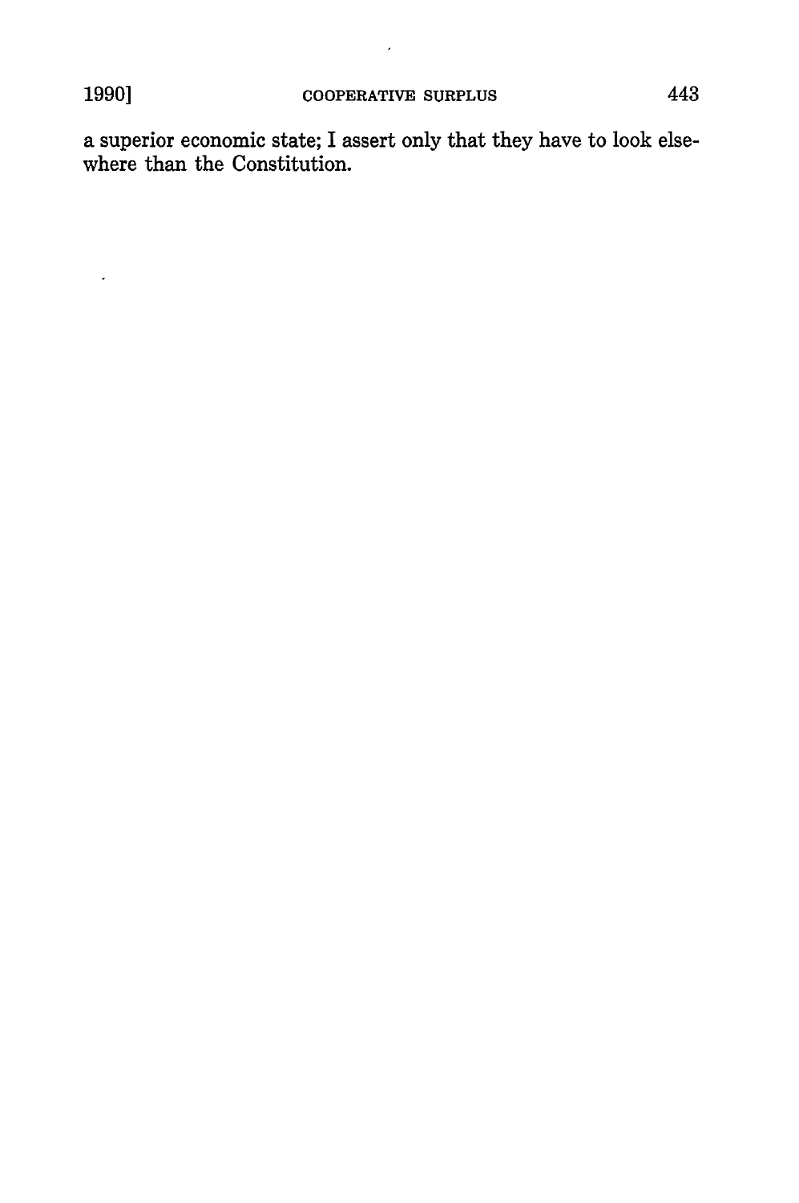a superior economic state; I assert only that they have to look elsewhere than the Constitution.